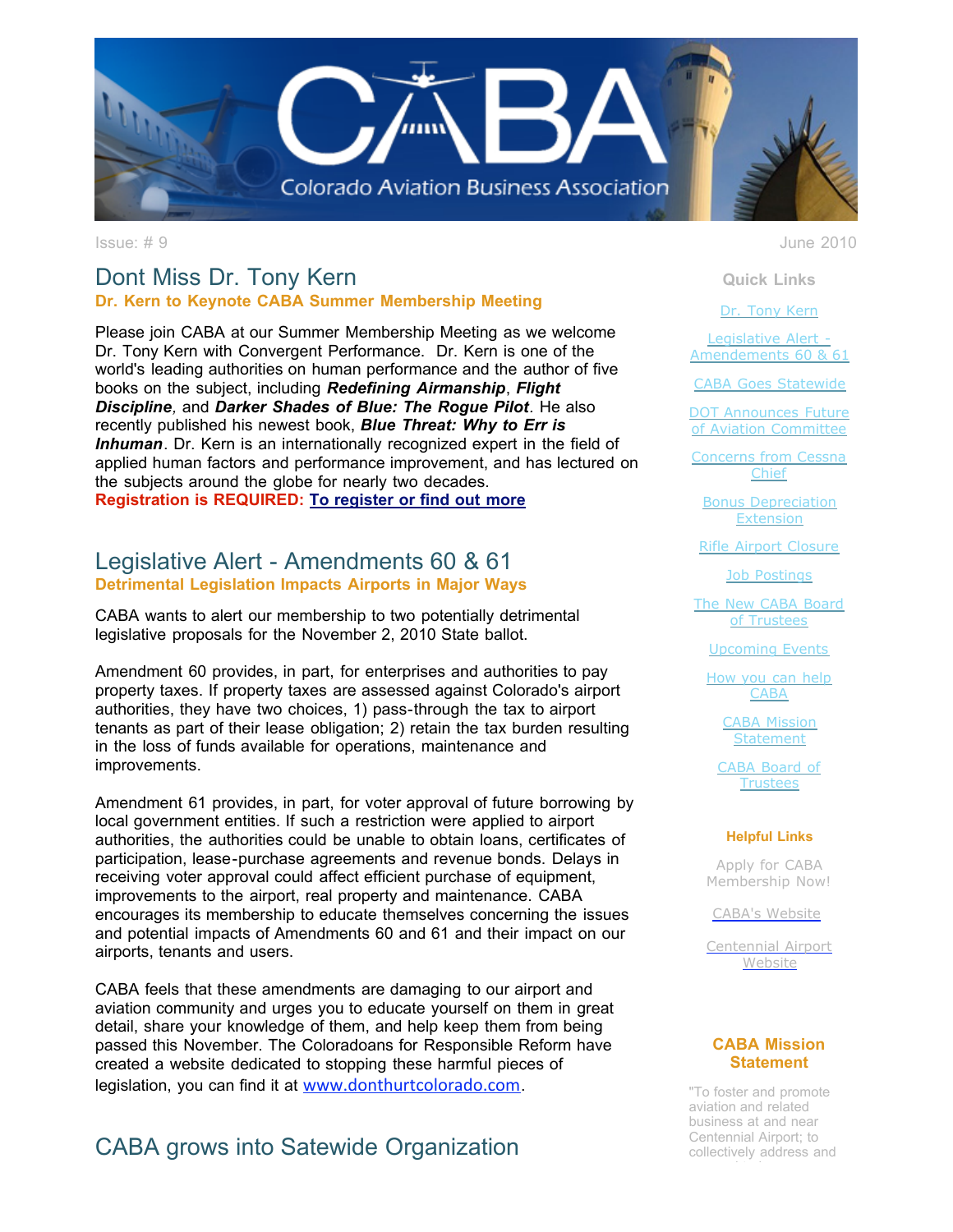# Colorado Aviation Business Association (CABA)

Issue: # 9

June 2010

## Dont Miss Dr. Tony Kern

**Dr. Kern to Keynote CABA Summer Membership Meeting**

Please join CABA at our Summer Membership Meeting as we welcome Dr. Tony Kern with Convergent Performance. Dr. Kern is one of the world's leading authorities on human performance and the author of five books on the subject, including ***Redefining Airmanship***, ***Flight Discipline***, and ***Darker Shades of Blue: The Rogue Pilot***. He also recently published his newest book, ***Blue Threat: Why to Err is Inhuman***. Dr. Kern is an internationally recognized expert in the field of applied human factors and performance improvement, and has lectured on the subjects around the globe for nearly two decades.

**Registration is REQUIRED:** **To register or find out more**

## Legislative Alert - Amendments 60 & 61

**Detrimental Legislation Impacts Airports in Major Ways**

CABA wants to alert our membership to two potentially detrimental legislative proposals for the November 2, 2010 State ballot.

Amendment 60 provides, in part, for enterprises and authorities to pay property taxes. If property taxes are assessed against Colorado's airport authorities, they have two choices, 1) pass-through the tax to airport tenants as part of their lease obligation; 2) retain the tax burden resulting in the loss of funds available for operations, maintenance and improvements.

Amendment 61 provides, in part, for voter approval of future borrowing by local government entities. If such a restriction were applied to airport authorities, the authorities could be unable to obtain loans, certificates of participation, lease-purchase agreements and revenue bonds. Delays in receiving voter approval could affect efficient purchase of equipment, improvements to the airport, real property and maintenance. CABA encourages its membership to educate themselves concerning the issues and potential impacts of Amendments 60 and 61 and their impact on our airports, tenants and users.

CABA feels that these amendments are damaging to our airport and aviation community and urges you to educate yourself on them in great detail, share your knowledge of them, and help keep them from being passed this November. The Coloradoans for Responsible Reform have created a website dedicated to stopping these harmful pieces of legislation, you can find it at www.donthurtcolorado.com.

## CABA grows into Satewide Organization

---

**Quick Links**

- Dr. Tony Kern
- Legislative Alert - Amendements 60 & 61
- CABA Goes Statewide
- DOT Announces Future of Aviation Committee
- Concerns from Cessna Chief
- Bonus Depreciation Extension
- Rifle Airport Closure
- Job Postings
- The New CABA Board of Trustees
- Upcoming Events
- How you can help CABA
- CABA Mission Statement
- CABA Board of Trustees

**Helpful Links**

- Apply for CABA Membership Now!
- CABA's Website
- Centennial Airport Website

**CABA Mission Statement**

"To foster and promote aviation and related business at and near Centennial Airport; to collectively address and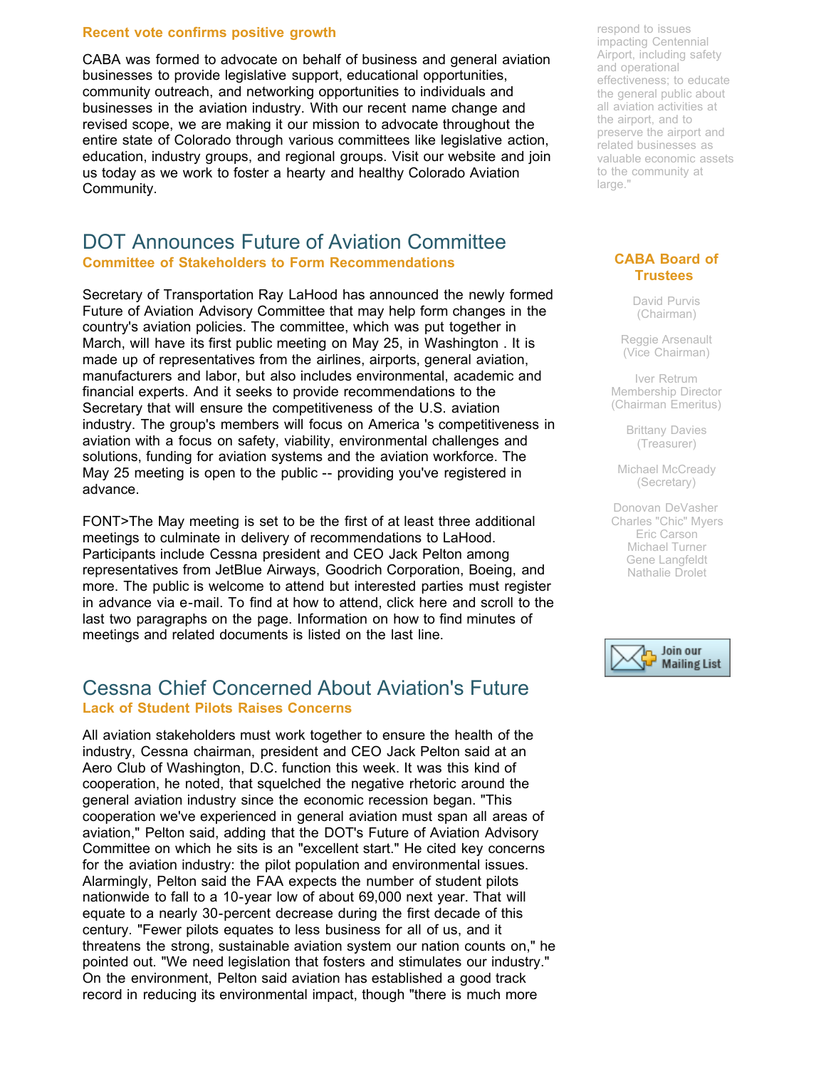**Recent vote confirms positive growth**

CABA was formed to advocate on behalf of business and general aviation businesses to provide legislative support, educational opportunities, community outreach, and networking opportunities to individuals and businesses in the aviation industry. With our recent name change and revised scope, we are making it our mission to advocate throughout the entire state of Colorado through various committees like legislative action, education, industry groups, and regional groups. Visit our website and join us today as we work to foster a hearty and healthy Colorado Aviation Community.

## DOT Announces Future of Aviation Committee

**Committee of Stakeholders to Form Recommendations**

Secretary of Transportation Ray LaHood has announced the newly formed Future of Aviation Advisory Committee that may help form changes in the country's aviation policies. The committee, which was put together in March, will have its first public meeting on May 25, in Washington . It is made up of representatives from the airlines, airports, general aviation, manufacturers and labor, but also includes environmental, academic and financial experts. And it seeks to provide recommendations to the Secretary that will ensure the competitiveness of the U.S. aviation industry. The group's members will focus on America 's competitiveness in aviation with a focus on safety, viability, environmental challenges and solutions, funding for aviation systems and the aviation workforce. The May 25 meeting is open to the public -- providing you've registered in advance.

FONT>The May meeting is set to be the first of at least three additional meetings to culminate in delivery of recommendations to LaHood. Participants include Cessna president and CEO Jack Pelton among representatives from JetBlue Airways, Goodrich Corporation, Boeing, and more. The public is welcome to attend but interested parties must register in advance via e-mail. To find at how to attend, click here and scroll to the last two paragraphs on the page. Information on how to find minutes of meetings and related documents is listed on the last line.

## Cessna Chief Concerned About Aviation's Future

**Lack of Student Pilots Raises Concerns**

All aviation stakeholders must work together to ensure the health of the industry, Cessna chairman, president and CEO Jack Pelton said at an Aero Club of Washington, D.C. function this week. It was this kind of cooperation, he noted, that squelched the negative rhetoric around the general aviation industry since the economic recession began. "This cooperation we've experienced in general aviation must span all areas of aviation," Pelton said, adding that the DOT's Future of Aviation Advisory Committee on which he sits is an "excellent start." He cited key concerns for the aviation industry: the pilot population and environmental issues. Alarmingly, Pelton said the FAA expects the number of student pilots nationwide to fall to a 10-year low of about 69,000 next year. That will equate to a nearly 30-percent decrease during the first decade of this century. "Fewer pilots equates to less business for all of us, and it threatens the strong, sustainable aviation system our nation counts on," he pointed out. "We need legislation that fosters and stimulates our industry." On the environment, Pelton said aviation has established a good track record in reducing its environmental impact, though "there is much more

respond to issues impacting Centennial Airport, including safety and operational effectiveness; to educate the general public about all aviation activities at the airport, and to preserve the airport and related businesses as valuable economic assets to the community at large."

**CABA Board of Trustees**

David Purvis (Chairman)

Reggie Arsenault (Vice Chairman)

Iver Retrum Membership Director (Chairman Emeritus)

Brittany Davies (Treasurer)

Michael McCready (Secretary)

Donovan DeVasher
Charles "Chic" Myers
Eric Carson
Michael Turner
Gene Langfeldt
Nathalie Drolet

Join our Mailing List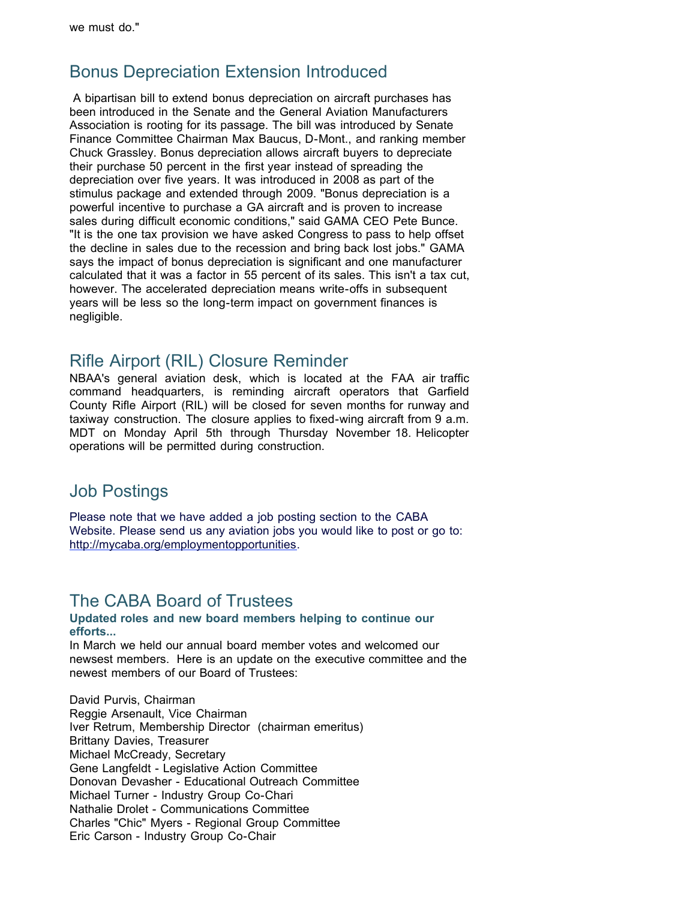we must do."

## Bonus Depreciation Extension Introduced

A bipartisan bill to extend bonus depreciation on aircraft purchases has been introduced in the Senate and the General Aviation Manufacturers Association is rooting for its passage. The bill was introduced by Senate Finance Committee Chairman Max Baucus, D-Mont., and ranking member Chuck Grassley. Bonus depreciation allows aircraft buyers to depreciate their purchase 50 percent in the first year instead of spreading the depreciation over five years. It was introduced in 2008 as part of the stimulus package and extended through 2009. "Bonus depreciation is a powerful incentive to purchase a GA aircraft and is proven to increase sales during difficult economic conditions," said GAMA CEO Pete Bunce. "It is the one tax provision we have asked Congress to pass to help offset the decline in sales due to the recession and bring back lost jobs." GAMA says the impact of bonus depreciation is significant and one manufacturer calculated that it was a factor in 55 percent of its sales. This isn't a tax cut, however. The accelerated depreciation means write-offs in subsequent years will be less so the long-term impact on government finances is negligible.

## Rifle Airport (RIL) Closure Reminder

NBAA's general aviation desk, which is located at the FAA air traffic command headquarters, is reminding aircraft operators that Garfield County Rifle Airport (RIL) will be closed for seven months for runway and taxiway construction. The closure applies to fixed-wing aircraft from 9 a.m. MDT on Monday April 5th through Thursday November 18. Helicopter operations will be permitted during construction.

## Job Postings

Please note that we have added a job posting section to the CABA Website. Please send us any aviation jobs you would like to post or go to: http://mycaba.org/employmentopportunities.

## The CABA Board of Trustees

**Updated roles and new board members helping to continue our efforts...**

In March we held our annual board member votes and welcomed our newsest members. Here is an update on the executive committee and the newest members of our Board of Trustees:

David Purvis, Chairman
Reggie Arsenault, Vice Chairman
Iver Retrum, Membership Director (chairman emeritus)
Brittany Davies, Treasurer
Michael McCready, Secretary
Gene Langfeldt - Legislative Action Committee
Donovan Devasher - Educational Outreach Committee
Michael Turner - Industry Group Co-Chari
Nathalie Drolet - Communications Committee
Charles "Chic" Myers - Regional Group Committee
Eric Carson - Industry Group Co-Chair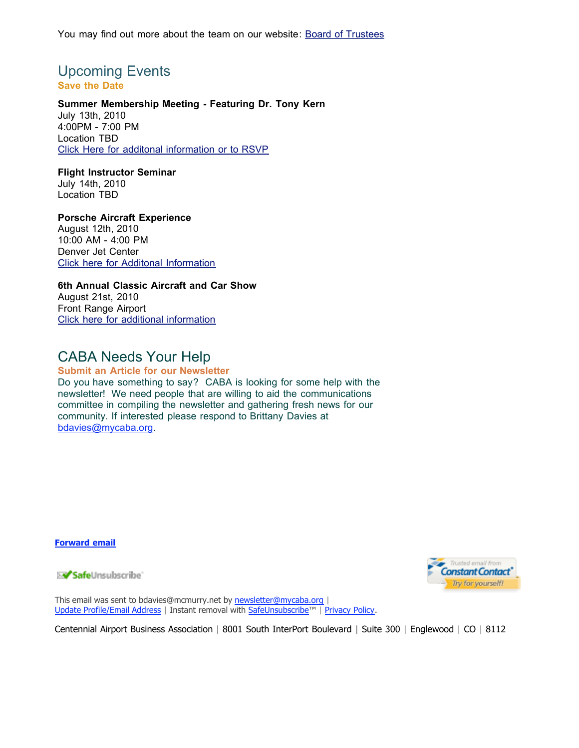You may find out more about the team on our website: Board of Trustees

## Upcoming Events

**Save the Date**

**Summer Membership Meeting - Featuring Dr. Tony Kern**
July 13th, 2010
4:00PM - 7:00 PM
Location TBD
Click Here for additonal information or to RSVP

**Flight Instructor Seminar**
July 14th, 2010
Location TBD

**Porsche Aircraft Experience**
August 12th, 2010
10:00 AM - 4:00 PM
Denver Jet Center
Click here for Additonal Information

**6th Annual Classic Aircraft and Car Show**
August 21st, 2010
Front Range Airport
Click here for additional information

## CABA Needs Your Help

**Submit an Article for our Newsletter**

Do you have something to say? CABA is looking for some help with the newsletter! We need people that are willing to aid the communications committee in compiling the newsletter and gathering fresh news for our community. If interested please respond to Brittany Davies at bdavies@mycaba.org.

**Forward email**

SafeUnsubscribe

Trusted email from Constant Contact Try for yourself!

This email was sent to bdavies@mcmurry.net by newsletter@mycaba.org | Update Profile/Email Address | Instant removal with SafeUnsubscribe™ | Privacy Policy.

Centennial Airport Business Association | 8001 South InterPort Boulevard | Suite 300 | Englewood | CO | 8112